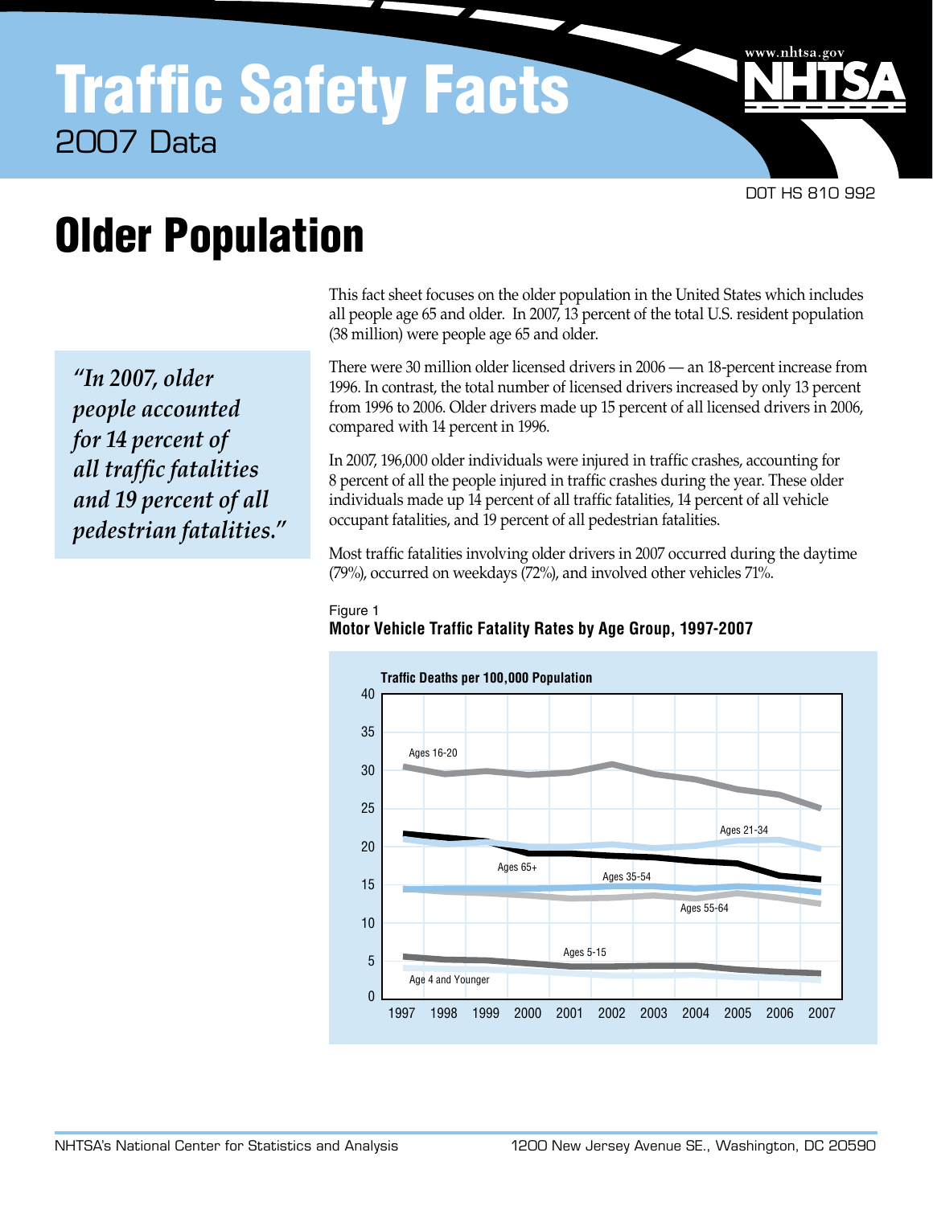# Traffic Safety Facts

2007 Data

DOT HS 810 992

# Older Population

*"In 2007, older people accounted for 14 percent of all traffic fatalities and 19 percent of all pedestrian fatalities."*

This fact sheet focuses on the older population in the United States which includes all people age 65 and older. In 2007, 13 percent of the total U.S. resident population (38 million) were people age 65 and older.

There were 30 million older licensed drivers in 2006 — an 18-percent increase from 1996. In contrast, the total number of licensed drivers increased by only 13 percent from 1996 to 2006. Older drivers made up 15 percent of all licensed drivers in 2006, compared with 14 percent in 1996.

In 2007, 196,000 older individuals were injured in traffic crashes, accounting for 8 percent of all the people injured in traffic crashes during the year. These older individuals made up 14 percent of all traffic fatalities, 14 percent of all vehicle occupant fatalities, and 19 percent of all pedestrian fatalities.

Most traffic fatalities involving older drivers in 2007 occurred during the daytime (79%), occurred on weekdays (72%), and involved other vehicles 71%.

Figure 1

**Motor Vehicle Traffic Fatality Rates by Age Group, 1997-2007**

Traffic Deaths per 100,000 Population

Ages 16-20, Ages 21-34, Ages 65+, Ages 35-54, Ages 55-64, Ages 5-15, Age 4 and Younger

1997 1998 1999 2000 2001 2002 2003 2004 2005 2006 2007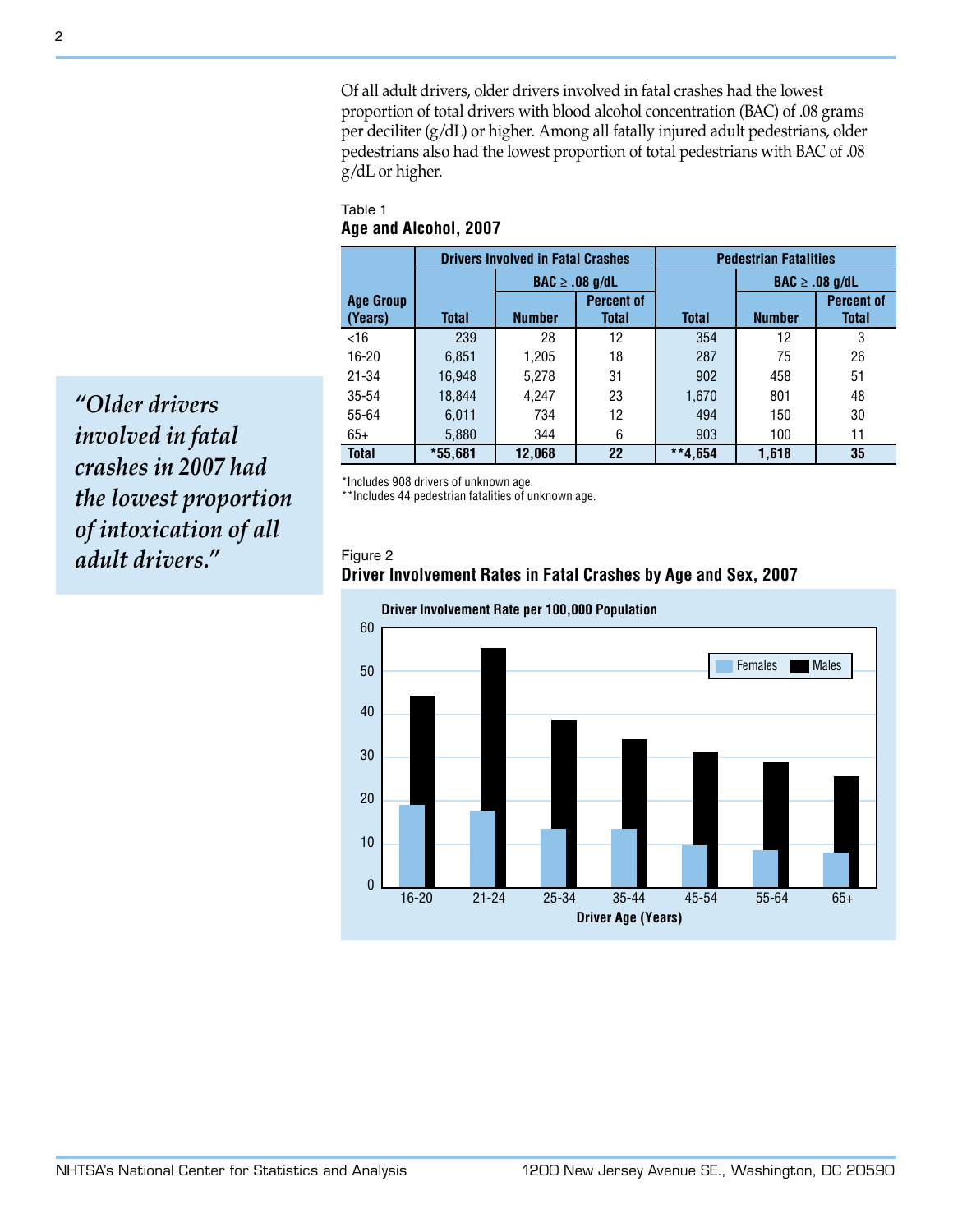Of all adult drivers, older drivers involved in fatal crashes had the lowest proportion of total drivers with blood alcohol concentration (BAC) of .08 grams per deciliter (g/dL) or higher. Among all fatally injured adult pedestrians, older pedestrians also had the lowest proportion of total pedestrians with BAC of .08 g/dL or higher.

> *"Older drivers involved in fatal crashes in 2007 had the lowest proportion of intoxication of all adult drivers."*

Table 1

**Age and Alcohol, 2007**

| Age Group (Years) | Drivers Involved in Fatal Crashes | | | Pedestrian Fatalities | | |
|---|---|---|---|---|---|---|
| | | BAC ≥ .08 g/dL | | | BAC ≥ .08 g/dL | |
| | Total | Number | Percent of Total | Total | Number | Percent of Total |
| <16 | 239 | 28 | 12 | 354 | 12 | 3 |
| 16-20 | 6,851 | 1,205 | 18 | 287 | 75 | 26 |
| 21-34 | 16,948 | 5,278 | 31 | 902 | 458 | 51 |
| 35-54 | 18,844 | 4,247 | 23 | 1,670 | 801 | 48 |
| 55-64 | 6,011 | 734 | 12 | 494 | 150 | 30 |
| 65+ | 5,880 | 344 | 6 | 903 | 100 | 11 |
| **Total** | ***55,681** | **12,068** | **22** | ****4,654** | **1,618** | **35** |

*Includes 908 drivers of unknown age.
**Includes 44 pedestrian fatalities of unknown age.

Figure 2

**Driver Involvement Rates in Fatal Crashes by Age and Sex, 2007**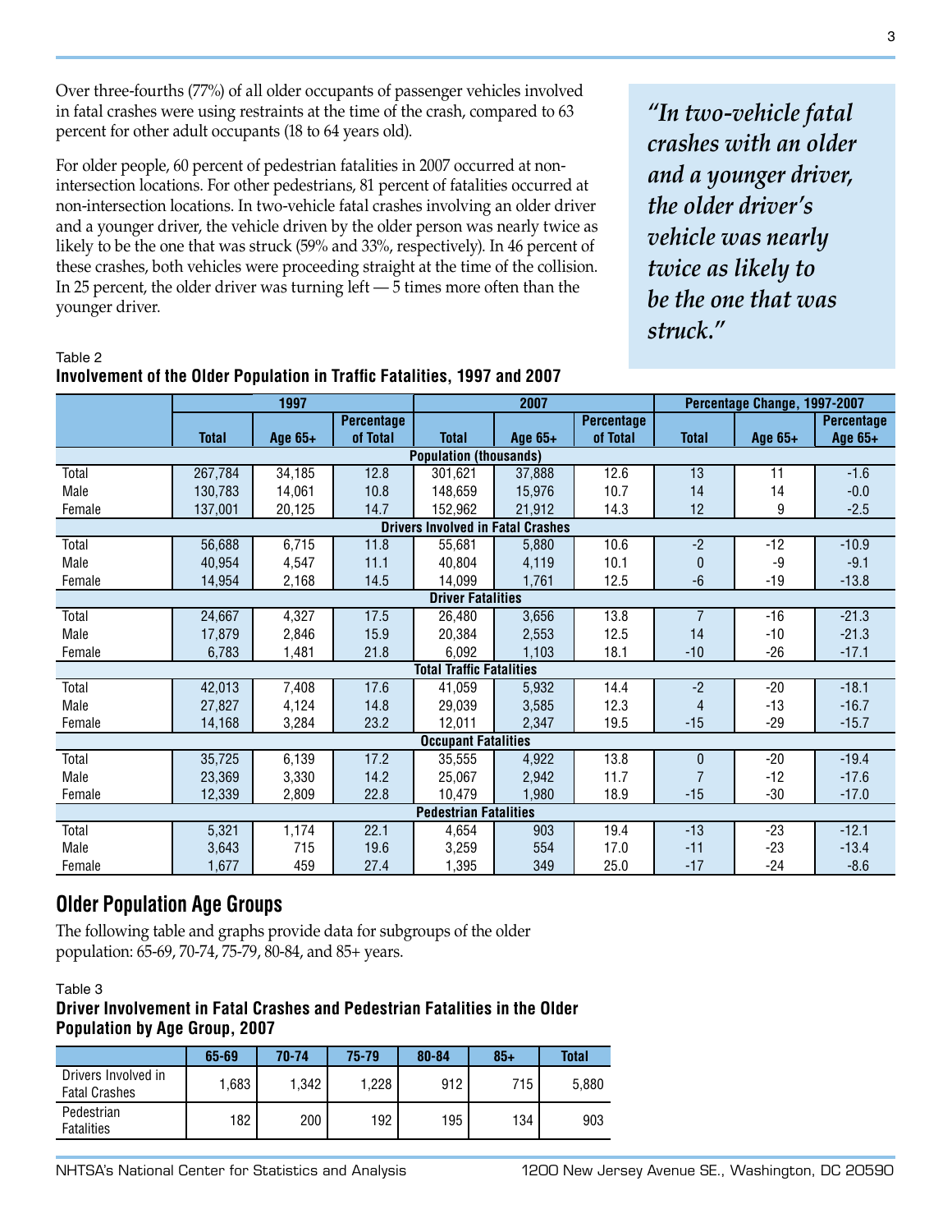Over three-fourths (77%) of all older occupants of passenger vehicles involved in fatal crashes were using restraints at the time of the crash, compared to 63 percent for other adult occupants (18 to 64 years old).

For older people, 60 percent of pedestrian fatalities in 2007 occurred at non-intersection locations. For other pedestrians, 81 percent of fatalities occurred at non-intersection locations. In two-vehicle fatal crashes involving an older driver and a younger driver, the vehicle driven by the older person was nearly twice as likely to be the one that was struck (59% and 33%, respectively). In 46 percent of these crashes, both vehicles were proceeding straight at the time of the collision. In 25 percent, the older driver was turning left — 5 times more often than the younger driver.

> ***"In two-vehicle fatal crashes with an older and a younger driver, the older driver's vehicle was nearly twice as likely to be the one that was struck."***

Table 2
**Involvement of the Older Population in Traffic Fatalities, 1997 and 2007**

| | 1997 | | | 2007 | | | Percentage Change, 1997-2007 | | |
|---|---|---|---|---|---|---|---|---|---|
| | Total | Age 65+ | Percentage of Total | Total | Age 65+ | Percentage of Total | Total | Age 65+ | Percentage Age 65+ |
| **Population (thousands)** | | | | | | | | | |
| Total | 267,784 | 34,185 | 12.8 | 301,621 | 37,888 | 12.6 | 13 | 11 | -1.6 |
| Male | 130,783 | 14,061 | 10.8 | 148,659 | 15,976 | 10.7 | 14 | 14 | -0.0 |
| Female | 137,001 | 20,125 | 14.7 | 152,962 | 21,912 | 14.3 | 12 | 9 | -2.5 |
| **Drivers Involved in Fatal Crashes** | | | | | | | | | |
| Total | 56,688 | 6,715 | 11.8 | 55,681 | 5,880 | 10.6 | -2 | -12 | -10.9 |
| Male | 40,954 | 4,547 | 11.1 | 40,804 | 4,119 | 10.1 | 0 | -9 | -9.1 |
| Female | 14,954 | 2,168 | 14.5 | 14,099 | 1,761 | 12.5 | -6 | -19 | -13.8 |
| **Driver Fatalities** | | | | | | | | | |
| Total | 24,667 | 4,327 | 17.5 | 26,480 | 3,656 | 13.8 | 7 | -16 | -21.3 |
| Male | 17,879 | 2,846 | 15.9 | 20,384 | 2,553 | 12.5 | 14 | -10 | -21.3 |
| Female | 6,783 | 1,481 | 21.8 | 6,092 | 1,103 | 18.1 | -10 | -26 | -17.1 |
| **Total Traffic Fatalities** | | | | | | | | | |
| Total | 42,013 | 7,408 | 17.6 | 41,059 | 5,932 | 14.4 | -2 | -20 | -18.1 |
| Male | 27,827 | 4,124 | 14.8 | 29,039 | 3,585 | 12.3 | 4 | -13 | -16.7 |
| Female | 14,168 | 3,284 | 23.2 | 12,011 | 2,347 | 19.5 | -15 | -29 | -15.7 |
| **Occupant Fatalities** | | | | | | | | | |
| Total | 35,725 | 6,139 | 17.2 | 35,555 | 4,922 | 13.8 | 0 | -20 | -19.4 |
| Male | 23,369 | 3,330 | 14.2 | 25,067 | 2,942 | 11.7 | 7 | -12 | -17.6 |
| Female | 12,339 | 2,809 | 22.8 | 10,479 | 1,980 | 18.9 | -15 | -30 | -17.0 |
| **Pedestrian Fatalities** | | | | | | | | | |
| Total | 5,321 | 1,174 | 22.1 | 4,654 | 903 | 19.4 | -13 | -23 | -12.1 |
| Male | 3,643 | 715 | 19.6 | 3,259 | 554 | 17.0 | -11 | -23 | -13.4 |
| Female | 1,677 | 459 | 27.4 | 1,395 | 349 | 25.0 | -17 | -24 | -8.6 |

## Older Population Age Groups

The following table and graphs provide data for subgroups of the older population: 65-69, 70-74, 75-79, 80-84, and 85+ years.

Table 3
**Driver Involvement in Fatal Crashes and Pedestrian Fatalities in the Older Population by Age Group, 2007**

| | 65-69 | 70-74 | 75-79 | 80-84 | 85+ | Total |
|---|---|---|---|---|---|---|
| Drivers Involved in Fatal Crashes | 1,683 | 1,342 | 1,228 | 912 | 715 | 5,880 |
| Pedestrian Fatalities | 182 | 200 | 192 | 195 | 134 | 903 |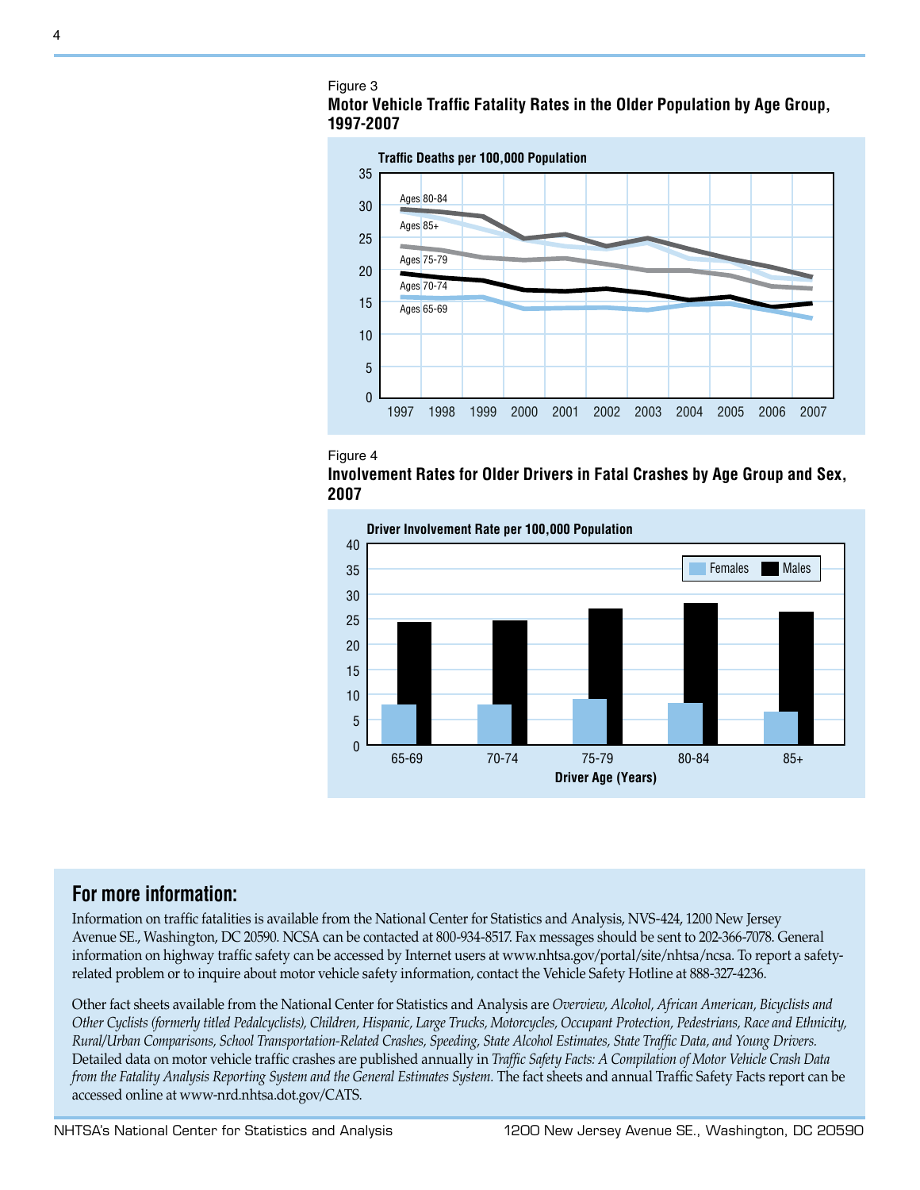Figure 3

**Motor Vehicle Traffic Fatality Rates in the Older Population by Age Group, 1997-2007**

Figure 4

**Involvement Rates for Older Drivers in Fatal Crashes by Age Group and Sex, 2007**

## For more information:

Information on traffic fatalities is available from the National Center for Statistics and Analysis, NVS-424, 1200 New Jersey Avenue SE., Washington, DC 20590. NCSA can be contacted at 800-934-8517. Fax messages should be sent to 202-366-7078. General information on highway traffic safety can be accessed by Internet users at www.nhtsa.gov/portal/site/nhtsa/ncsa. To report a safety-related problem or to inquire about motor vehicle safety information, contact the Vehicle Safety Hotline at 888-327-4236.

Other fact sheets available from the National Center for Statistics and Analysis are *Overview, Alcohol, African American, Bicyclists and Other Cyclists (formerly titled Pedalcyclists), Children, Hispanic, Large Trucks, Motorcycles, Occupant Protection, Pedestrians, Race and Ethnicity, Rural/Urban Comparisons, School Transportation-Related Crashes, Speeding, State Alcohol Estimates, State Traffic Data, and Young Drivers.* Detailed data on motor vehicle traffic crashes are published annually in *Traffic Safety Facts: A Compilation of Motor Vehicle Crash Data from the Fatality Analysis Reporting System and the General Estimates System.* The fact sheets and annual Traffic Safety Facts report can be accessed online at www-nrd.nhtsa.dot.gov/CATS.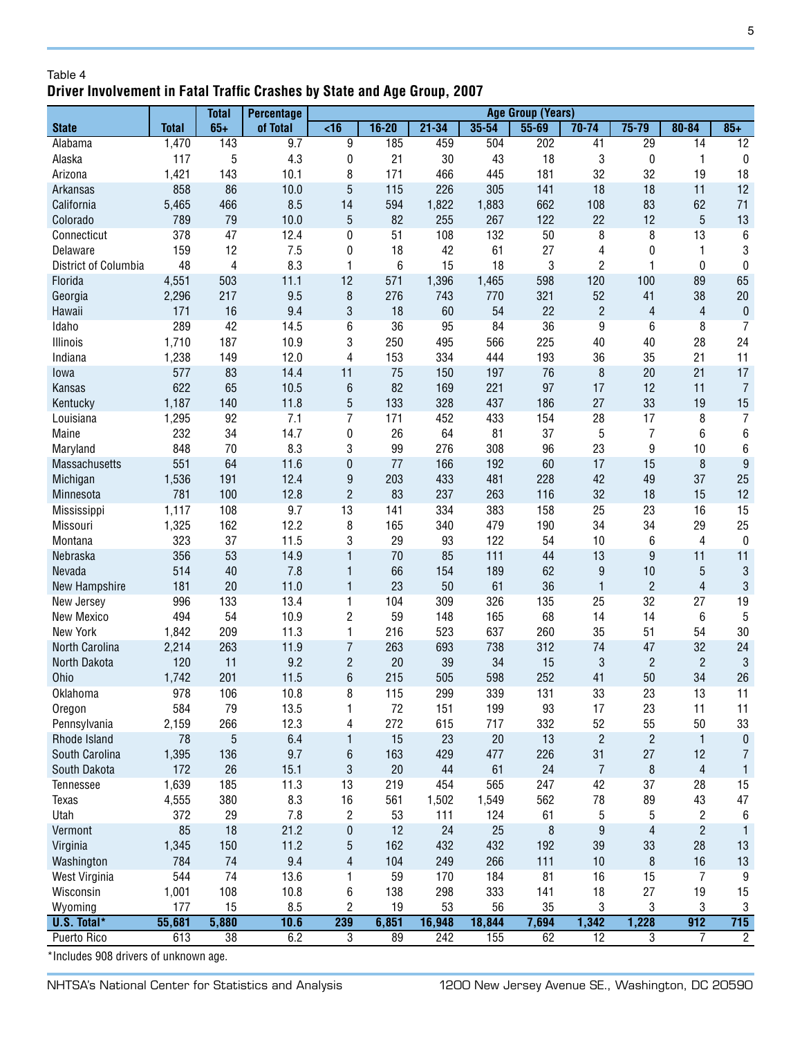Table 4

## Driver Involvement in Fatal Traffic Crashes by State and Age Group, 2007

| State | Total | Total 65+ | Percentage of Total | Age Group (Years) | | | | | | | | |
|---|---|---|---|---|---|---|---|---|---|---|---|---|
| | | | | <16 | 16-20 | 21-34 | 35-54 | 55-69 | 70-74 | 75-79 | 80-84 | 85+ |
| Alabama | 1,470 | 143 | 9.7 | 9 | 185 | 459 | 504 | 202 | 41 | 29 | 14 | 12 |
| Alaska | 117 | 5 | 4.3 | 0 | 21 | 30 | 43 | 18 | 3 | 0 | 1 | 0 |
| Arizona | 1,421 | 143 | 10.1 | 8 | 171 | 466 | 445 | 181 | 32 | 32 | 19 | 18 |
| Arkansas | 858 | 86 | 10.0 | 5 | 115 | 226 | 305 | 141 | 18 | 18 | 11 | 12 |
| California | 5,465 | 466 | 8.5 | 14 | 594 | 1,822 | 1,883 | 662 | 108 | 83 | 62 | 71 |
| Colorado | 789 | 79 | 10.0 | 5 | 82 | 255 | 267 | 122 | 22 | 12 | 5 | 13 |
| Connecticut | 378 | 47 | 12.4 | 0 | 51 | 108 | 132 | 50 | 8 | 8 | 13 | 6 |
| Delaware | 159 | 12 | 7.5 | 0 | 18 | 42 | 61 | 27 | 4 | 0 | 1 | 3 |
| District of Columbia | 48 | 4 | 8.3 | 1 | 6 | 15 | 18 | 3 | 2 | 1 | 0 | 0 |
| Florida | 4,551 | 503 | 11.1 | 12 | 571 | 1,396 | 1,465 | 598 | 120 | 100 | 89 | 65 |
| Georgia | 2,296 | 217 | 9.5 | 8 | 276 | 743 | 770 | 321 | 52 | 41 | 38 | 20 |
| Hawaii | 171 | 16 | 9.4 | 3 | 18 | 60 | 54 | 22 | 2 | 4 | 4 | 0 |
| Idaho | 289 | 42 | 14.5 | 6 | 36 | 95 | 84 | 36 | 9 | 6 | 8 | 7 |
| Illinois | 1,710 | 187 | 10.9 | 3 | 250 | 495 | 566 | 225 | 40 | 40 | 28 | 24 |
| Indiana | 1,238 | 149 | 12.0 | 4 | 153 | 334 | 444 | 193 | 36 | 35 | 21 | 11 |
| Iowa | 577 | 83 | 14.4 | 11 | 75 | 150 | 197 | 76 | 8 | 20 | 21 | 17 |
| Kansas | 622 | 65 | 10.5 | 6 | 82 | 169 | 221 | 97 | 17 | 12 | 11 | 7 |
| Kentucky | 1,187 | 140 | 11.8 | 5 | 133 | 328 | 437 | 186 | 27 | 33 | 19 | 15 |
| Louisiana | 1,295 | 92 | 7.1 | 7 | 171 | 452 | 433 | 154 | 28 | 17 | 8 | 7 |
| Maine | 232 | 34 | 14.7 | 0 | 26 | 64 | 81 | 37 | 5 | 7 | 6 | 6 |
| Maryland | 848 | 70 | 8.3 | 3 | 99 | 276 | 308 | 96 | 23 | 9 | 10 | 6 |
| Massachusetts | 551 | 64 | 11.6 | 0 | 77 | 166 | 192 | 60 | 17 | 15 | 8 | 9 |
| Michigan | 1,536 | 191 | 12.4 | 9 | 203 | 433 | 481 | 228 | 42 | 49 | 37 | 25 |
| Minnesota | 781 | 100 | 12.8 | 2 | 83 | 237 | 263 | 116 | 32 | 18 | 15 | 12 |
| Mississippi | 1,117 | 108 | 9.7 | 13 | 141 | 334 | 383 | 158 | 25 | 23 | 16 | 15 |
| Missouri | 1,325 | 162 | 12.2 | 8 | 165 | 340 | 479 | 190 | 34 | 34 | 29 | 25 |
| Montana | 323 | 37 | 11.5 | 3 | 29 | 93 | 122 | 54 | 10 | 6 | 4 | 0 |
| Nebraska | 356 | 53 | 14.9 | 1 | 70 | 85 | 111 | 44 | 13 | 9 | 11 | 11 |
| Nevada | 514 | 40 | 7.8 | 1 | 66 | 154 | 189 | 62 | 9 | 10 | 5 | 3 |
| New Hampshire | 181 | 20 | 11.0 | 1 | 23 | 50 | 61 | 36 | 1 | 2 | 4 | 3 |
| New Jersey | 996 | 133 | 13.4 | 1 | 104 | 309 | 326 | 135 | 25 | 32 | 27 | 19 |
| New Mexico | 494 | 54 | 10.9 | 2 | 59 | 148 | 165 | 68 | 14 | 14 | 6 | 5 |
| New York | 1,842 | 209 | 11.3 | 1 | 216 | 523 | 637 | 260 | 35 | 51 | 54 | 30 |
| North Carolina | 2,214 | 263 | 11.9 | 7 | 263 | 693 | 738 | 312 | 74 | 47 | 32 | 24 |
| North Dakota | 120 | 11 | 9.2 | 2 | 20 | 39 | 34 | 15 | 3 | 2 | 2 | 3 |
| Ohio | 1,742 | 201 | 11.5 | 6 | 215 | 505 | 598 | 252 | 41 | 50 | 34 | 26 |
| Oklahoma | 978 | 106 | 10.8 | 8 | 115 | 299 | 339 | 131 | 33 | 23 | 13 | 11 |
| Oregon | 584 | 79 | 13.5 | 1 | 72 | 151 | 199 | 93 | 17 | 23 | 11 | 11 |
| Pennsylvania | 2,159 | 266 | 12.3 | 4 | 272 | 615 | 717 | 332 | 52 | 55 | 50 | 33 |
| Rhode Island | 78 | 5 | 6.4 | 1 | 15 | 23 | 20 | 13 | 2 | 2 | 1 | 0 |
| South Carolina | 1,395 | 136 | 9.7 | 6 | 163 | 429 | 477 | 226 | 31 | 27 | 12 | 7 |
| South Dakota | 172 | 26 | 15.1 | 3 | 20 | 44 | 61 | 24 | 7 | 8 | 4 | 1 |
| Tennessee | 1,639 | 185 | 11.3 | 13 | 219 | 454 | 565 | 247 | 42 | 37 | 28 | 15 |
| Texas | 4,555 | 380 | 8.3 | 16 | 561 | 1,502 | 1,549 | 562 | 78 | 89 | 43 | 47 |
| Utah | 372 | 29 | 7.8 | 2 | 53 | 111 | 124 | 61 | 5 | 5 | 2 | 6 |
| Vermont | 85 | 18 | 21.2 | 0 | 12 | 24 | 25 | 8 | 9 | 4 | 2 | 1 |
| Virginia | 1,345 | 150 | 11.2 | 5 | 162 | 432 | 432 | 192 | 39 | 33 | 28 | 13 |
| Washington | 784 | 74 | 9.4 | 4 | 104 | 249 | 266 | 111 | 10 | 8 | 16 | 13 |
| West Virginia | 544 | 74 | 13.6 | 1 | 59 | 170 | 184 | 81 | 16 | 15 | 7 | 9 |
| Wisconsin | 1,001 | 108 | 10.8 | 6 | 138 | 298 | 333 | 141 | 18 | 27 | 19 | 15 |
| Wyoming | 177 | 15 | 8.5 | 2 | 19 | 53 | 56 | 35 | 3 | 3 | 3 | 3 |
| **U.S. Total*** | **55,681** | **5,880** | **10.6** | **239** | **6,851** | **16,948** | **18,844** | **7,694** | **1,342** | **1,228** | **912** | **715** |
| Puerto Rico | 613 | 38 | 6.2 | 3 | 89 | 242 | 155 | 62 | 12 | 3 | 7 | 2 |

*Includes 908 drivers of unknown age.

NHTSA's National Center for Statistics and Analysis 1200 New Jersey Avenue SE., Washington, DC 20590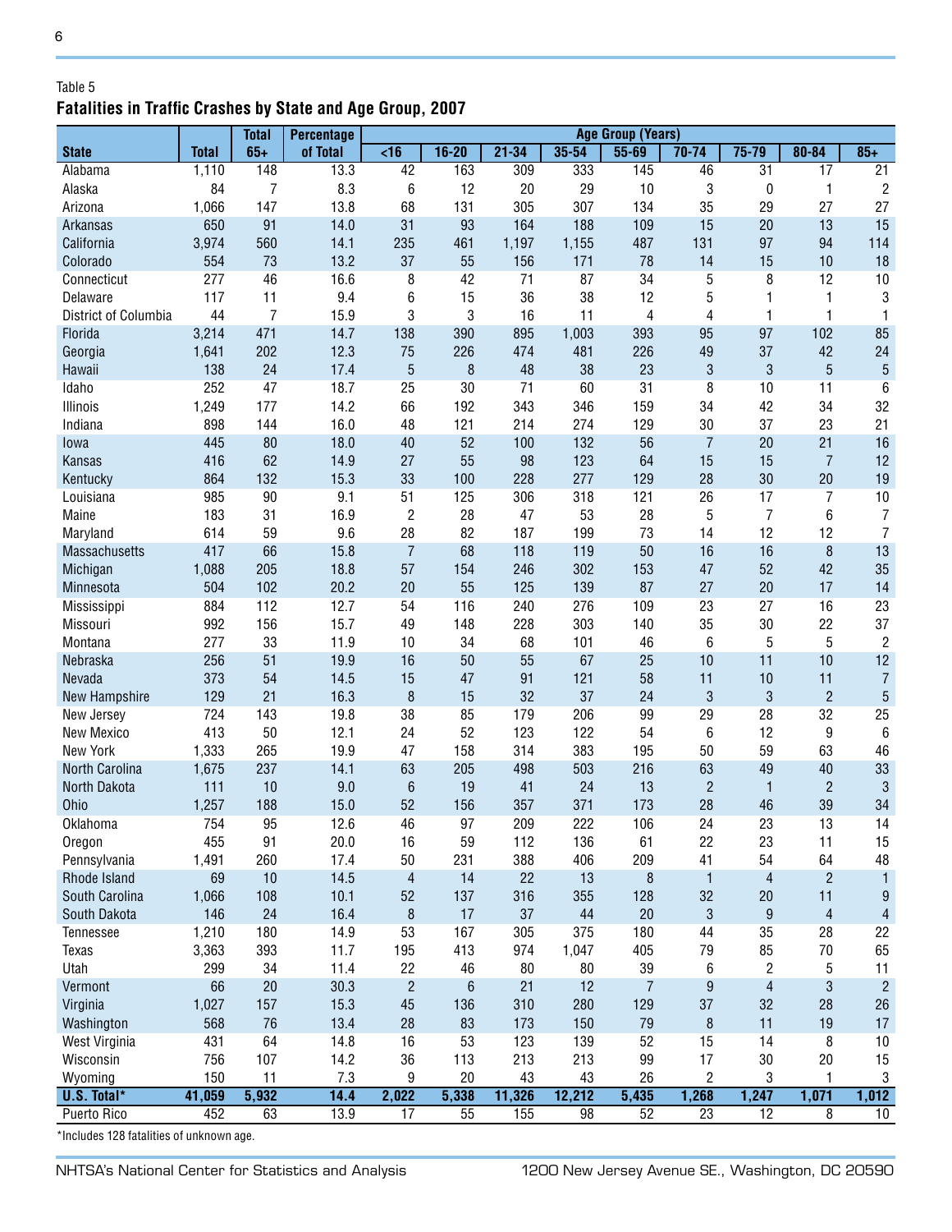Table 5

**Fatalities in Traffic Crashes by State and Age Group, 2007**

| State | Total | Total 65+ | Percentage of Total | Age Group (Years) | | | | | | | | |
|---|---|---|---|---|---|---|---|---|---|---|---|---|
| | | | | <16 | 16-20 | 21-34 | 35-54 | 55-69 | 70-74 | 75-79 | 80-84 | 85+ |
| Alabama | 1,110 | 148 | 13.3 | 42 | 163 | 309 | 333 | 145 | 46 | 31 | 17 | 21 |
| Alaska | 84 | 7 | 8.3 | 6 | 12 | 20 | 29 | 10 | 3 | 0 | 1 | 2 |
| Arizona | 1,066 | 147 | 13.8 | 68 | 131 | 305 | 307 | 134 | 35 | 29 | 27 | 27 |
| Arkansas | 650 | 91 | 14.0 | 31 | 93 | 164 | 188 | 109 | 15 | 20 | 13 | 15 |
| California | 3,974 | 560 | 14.1 | 235 | 461 | 1,197 | 1,155 | 487 | 131 | 97 | 94 | 114 |
| Colorado | 554 | 73 | 13.2 | 37 | 55 | 156 | 171 | 78 | 14 | 15 | 10 | 18 |
| Connecticut | 277 | 46 | 16.6 | 8 | 42 | 71 | 87 | 34 | 5 | 8 | 12 | 10 |
| Delaware | 117 | 11 | 9.4 | 6 | 15 | 36 | 38 | 12 | 5 | 1 | 1 | 3 |
| District of Columbia | 44 | 7 | 15.9 | 3 | 3 | 16 | 11 | 4 | 4 | 1 | 1 | 1 |
| Florida | 3,214 | 471 | 14.7 | 138 | 390 | 895 | 1,003 | 393 | 95 | 97 | 102 | 85 |
| Georgia | 1,641 | 202 | 12.3 | 75 | 226 | 474 | 481 | 226 | 49 | 37 | 42 | 24 |
| Hawaii | 138 | 24 | 17.4 | 5 | 8 | 48 | 38 | 23 | 3 | 3 | 5 | 5 |
| Idaho | 252 | 47 | 18.7 | 25 | 30 | 71 | 60 | 31 | 8 | 10 | 11 | 6 |
| Illinois | 1,249 | 177 | 14.2 | 66 | 192 | 343 | 346 | 159 | 34 | 42 | 34 | 32 |
| Indiana | 898 | 144 | 16.0 | 48 | 121 | 214 | 274 | 129 | 30 | 37 | 23 | 21 |
| Iowa | 445 | 80 | 18.0 | 40 | 52 | 100 | 132 | 56 | 7 | 20 | 21 | 16 |
| Kansas | 416 | 62 | 14.9 | 27 | 55 | 98 | 123 | 64 | 15 | 15 | 7 | 12 |
| Kentucky | 864 | 132 | 15.3 | 33 | 100 | 228 | 277 | 129 | 28 | 30 | 20 | 19 |
| Louisiana | 985 | 90 | 9.1 | 51 | 125 | 306 | 318 | 121 | 26 | 17 | 7 | 10 |
| Maine | 183 | 31 | 16.9 | 2 | 28 | 47 | 53 | 28 | 5 | 7 | 6 | 7 |
| Maryland | 614 | 59 | 9.6 | 28 | 82 | 187 | 199 | 73 | 14 | 12 | 12 | 7 |
| Massachusetts | 417 | 66 | 15.8 | 7 | 68 | 118 | 119 | 50 | 16 | 16 | 8 | 13 |
| Michigan | 1,088 | 205 | 18.8 | 57 | 154 | 246 | 302 | 153 | 47 | 52 | 42 | 35 |
| Minnesota | 504 | 102 | 20.2 | 20 | 55 | 125 | 139 | 87 | 27 | 20 | 17 | 14 |
| Mississippi | 884 | 112 | 12.7 | 54 | 116 | 240 | 276 | 109 | 23 | 27 | 16 | 23 |
| Missouri | 992 | 156 | 15.7 | 49 | 148 | 228 | 303 | 140 | 35 | 30 | 22 | 37 |
| Montana | 277 | 33 | 11.9 | 10 | 34 | 68 | 101 | 46 | 6 | 5 | 5 | 2 |
| Nebraska | 256 | 51 | 19.9 | 16 | 50 | 55 | 67 | 25 | 10 | 11 | 10 | 12 |
| Nevada | 373 | 54 | 14.5 | 15 | 47 | 91 | 121 | 58 | 11 | 10 | 11 | 7 |
| New Hampshire | 129 | 21 | 16.3 | 8 | 15 | 32 | 37 | 24 | 3 | 3 | 2 | 5 |
| New Jersey | 724 | 143 | 19.8 | 38 | 85 | 179 | 206 | 99 | 29 | 28 | 32 | 25 |
| New Mexico | 413 | 50 | 12.1 | 24 | 52 | 123 | 122 | 54 | 6 | 12 | 9 | 6 |
| New York | 1,333 | 265 | 19.9 | 47 | 158 | 314 | 383 | 195 | 50 | 59 | 63 | 46 |
| North Carolina | 1,675 | 237 | 14.1 | 63 | 205 | 498 | 503 | 216 | 63 | 49 | 40 | 33 |
| North Dakota | 111 | 10 | 9.0 | 6 | 19 | 41 | 24 | 13 | 2 | 1 | 2 | 3 |
| Ohio | 1,257 | 188 | 15.0 | 52 | 156 | 357 | 371 | 173 | 28 | 46 | 39 | 34 |
| Oklahoma | 754 | 95 | 12.6 | 46 | 97 | 209 | 222 | 106 | 24 | 23 | 13 | 14 |
| Oregon | 455 | 91 | 20.0 | 16 | 59 | 112 | 136 | 61 | 22 | 23 | 11 | 15 |
| Pennsylvania | 1,491 | 260 | 17.4 | 50 | 231 | 388 | 406 | 209 | 41 | 54 | 64 | 48 |
| Rhode Island | 69 | 10 | 14.5 | 4 | 14 | 22 | 13 | 8 | 1 | 4 | 2 | 1 |
| South Carolina | 1,066 | 108 | 10.1 | 52 | 137 | 316 | 355 | 128 | 32 | 20 | 11 | 9 |
| South Dakota | 146 | 24 | 16.4 | 8 | 17 | 37 | 44 | 20 | 3 | 9 | 4 | 4 |
| Tennessee | 1,210 | 180 | 14.9 | 53 | 167 | 305 | 375 | 180 | 44 | 35 | 28 | 22 |
| Texas | 3,363 | 393 | 11.7 | 195 | 413 | 974 | 1,047 | 405 | 79 | 85 | 70 | 65 |
| Utah | 299 | 34 | 11.4 | 22 | 46 | 80 | 80 | 39 | 6 | 2 | 5 | 11 |
| Vermont | 66 | 20 | 30.3 | 2 | 6 | 21 | 12 | 7 | 9 | 4 | 3 | 2 |
| Virginia | 1,027 | 157 | 15.3 | 45 | 136 | 310 | 280 | 129 | 37 | 32 | 28 | 26 |
| Washington | 568 | 76 | 13.4 | 28 | 83 | 173 | 150 | 79 | 8 | 11 | 19 | 17 |
| West Virginia | 431 | 64 | 14.8 | 16 | 53 | 123 | 139 | 52 | 15 | 14 | 8 | 10 |
| Wisconsin | 756 | 107 | 14.2 | 36 | 113 | 213 | 213 | 99 | 17 | 30 | 20 | 15 |
| Wyoming | 150 | 11 | 7.3 | 9 | 20 | 43 | 43 | 26 | 2 | 3 | 1 | 3 |
| **U.S. Total*** | **41,059** | **5,932** | **14.4** | **2,022** | **5,338** | **11,326** | **12,212** | **5,435** | **1,268** | **1,247** | **1,071** | **1,012** |
| Puerto Rico | 452 | 63 | 13.9 | 17 | 55 | 155 | 98 | 52 | 23 | 12 | 8 | 10 |

*Includes 128 fatalities of unknown age.

NHTSA's National Center for Statistics and Analysis 1200 New Jersey Avenue SE., Washington, DC 20590